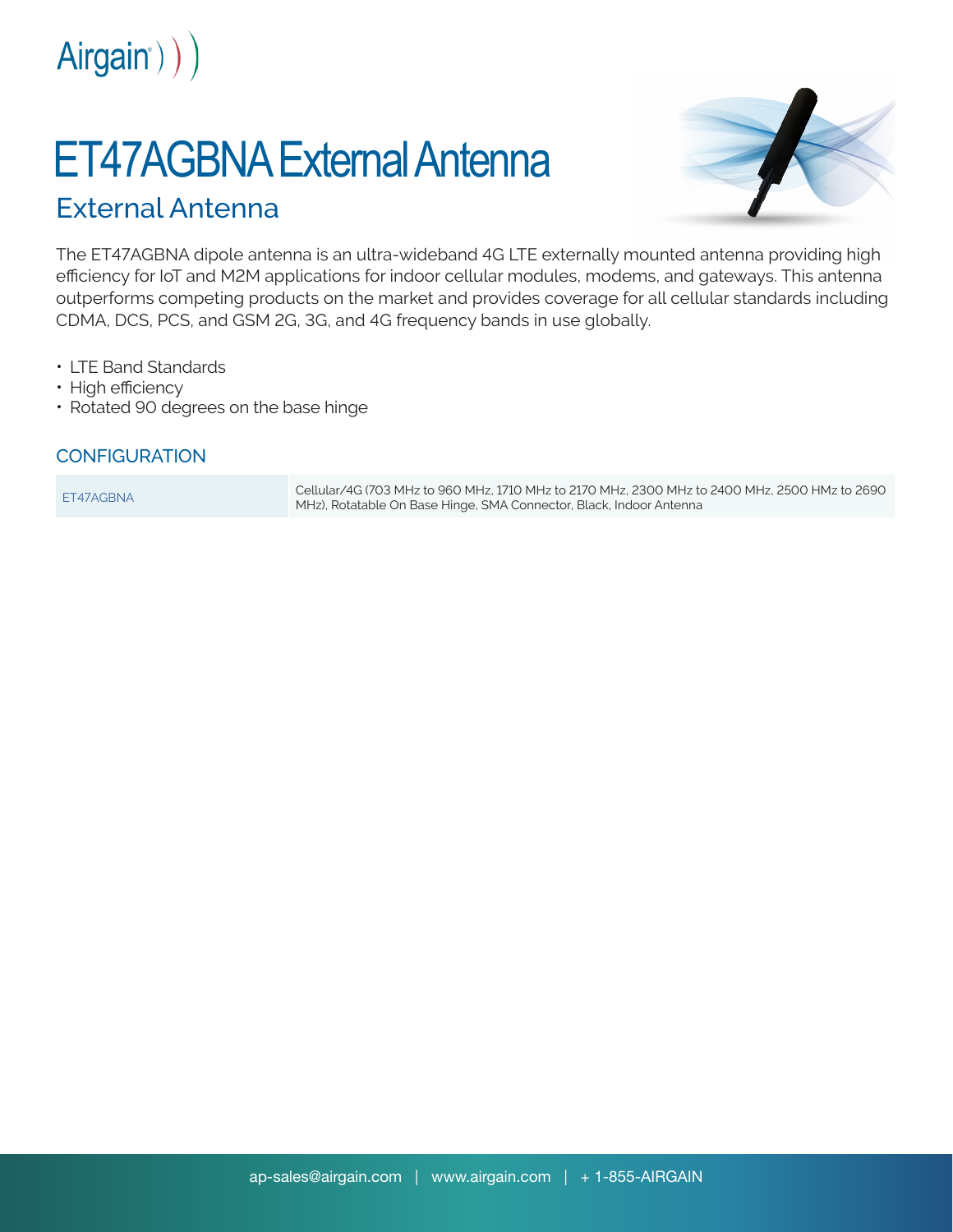Airgain

# ET47AGBNA External Antenna

## External Antenna

The ET47AGBNA dipole antenna is an ultra-wideband 4G LTE externally mounted antenna providing high efficiency for IoT and M2M applications for indoor cellular modules, modems, and gateways. This antenna outperforms competing products on the market and provides coverage for all cellular standards including CDMA, DCS, PCS, and GSM 2G, 3G, and 4G frequency bands in use globally.

- LTE Band Standards
- High efficiency
- Rotated 90 degrees on the base hinge

### CONFIGURATION

| | |
|---|---|
| ET47AGBNA | Cellular/4G (703 MHz to 960 MHz, 1710 MHz to 2170 MHz, 2300 MHz to 2400 MHz, 2500 HMz to 2690 MHz), Rotatable On Base Hinge, SMA Connector, Black, Indoor Antenna |

ap-sales@airgain.com | www.airgain.com | + 1-855-AIRGAIN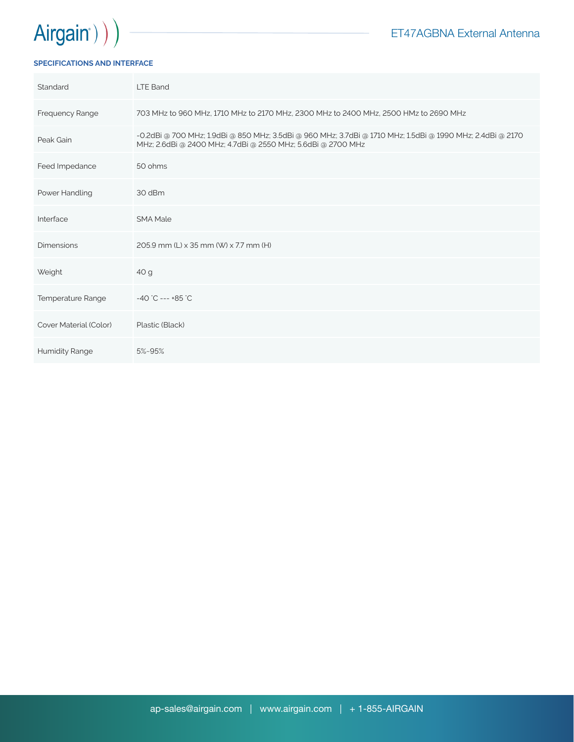**SPECIFICATIONS AND INTERFACE**

| | |
|---|---|
| Standard | LTE Band |
| Frequency Range | 703 MHz to 960 MHz, 1710 MHz to 2170 MHz, 2300 MHz to 2400 MHz, 2500 HMz to 2690 MHz |
| Peak Gain | -0.2dBi @ 700 MHz; 1.9dBi @ 850 MHz; 3.5dBi @ 960 MHz; 3.7dBi @ 1710 MHz; 1.5dBi @ 1990 MHz; 2.4dBi @ 2170 MHz; 2.6dBi @ 2400 MHz; 4.7dBi @ 2550 MHz; 5.6dBi @ 2700 MHz |
| Feed Impedance | 50 ohms |
| Power Handling | 30 dBm |
| Interface | SMA Male |
| Dimensions | 205.9 mm (L) x 35 mm (W) x 7.7 mm (H) |
| Weight | 40 g |
| Temperature Range | -40 ˚C --- +85 ˚C |
| Cover Material (Color) | Plastic (Black) |
| Humidity Range | 5%~95% |

ap-sales@airgain.com | www.airgain.com | + 1-855-AIRGAIN